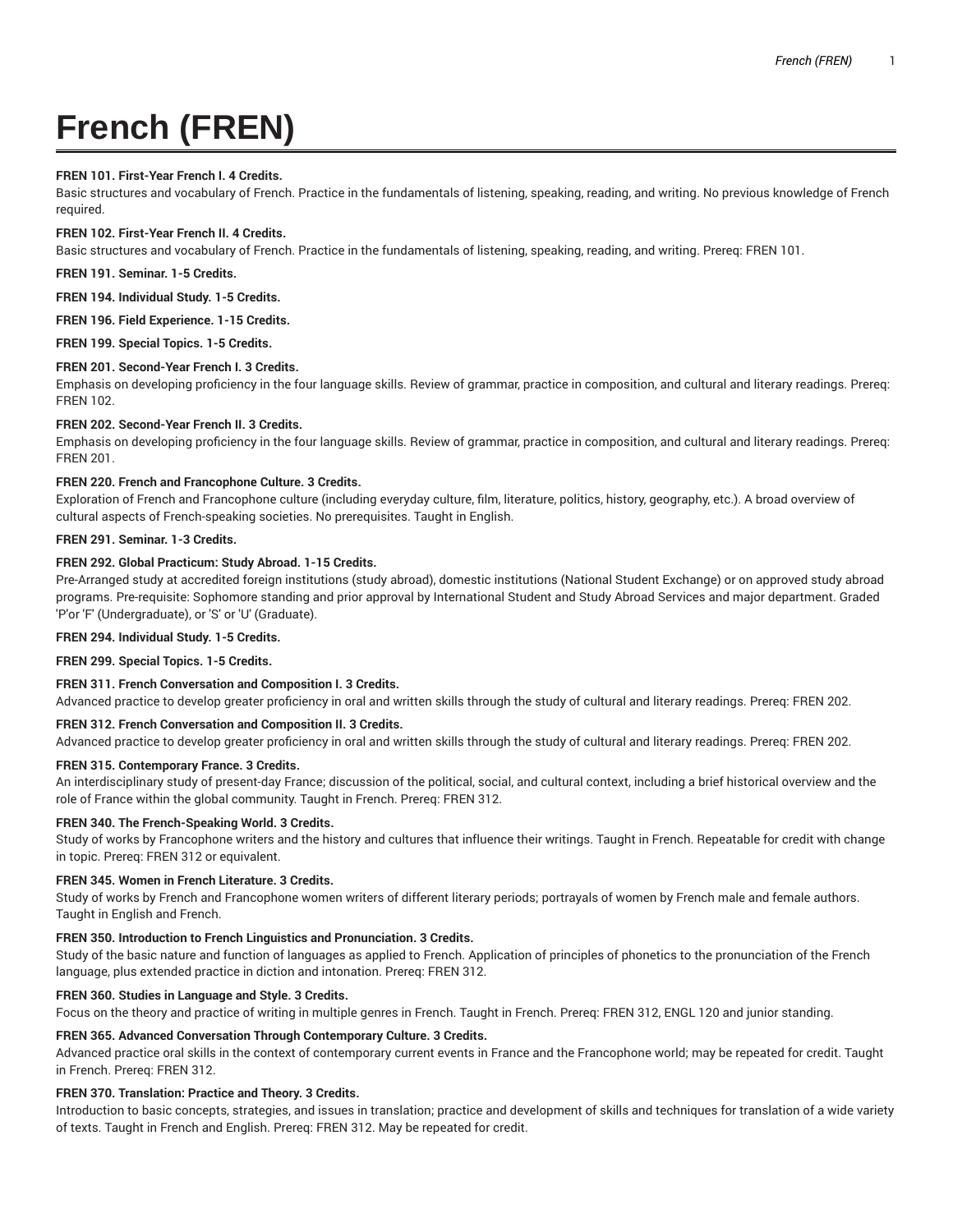# French (FREN)

**FREN 101. First-Year French I. 4 Credits.**
Basic structures and vocabulary of French. Practice in the fundamentals of listening, speaking, reading, and writing. No previous knowledge of French required.

**FREN 102. First-Year French II. 4 Credits.**
Basic structures and vocabulary of French. Practice in the fundamentals of listening, speaking, reading, and writing. Prereq: FREN 101.

**FREN 191. Seminar. 1-5 Credits.**

**FREN 194. Individual Study. 1-5 Credits.**

**FREN 196. Field Experience. 1-15 Credits.**

**FREN 199. Special Topics. 1-5 Credits.**

**FREN 201. Second-Year French I. 3 Credits.**
Emphasis on developing proficiency in the four language skills. Review of grammar, practice in composition, and cultural and literary readings. Prereq: FREN 102.

**FREN 202. Second-Year French II. 3 Credits.**
Emphasis on developing proficiency in the four language skills. Review of grammar, practice in composition, and cultural and literary readings. Prereq: FREN 201.

**FREN 220. French and Francophone Culture. 3 Credits.**
Exploration of French and Francophone culture (including everyday culture, film, literature, politics, history, geography, etc.). A broad overview of cultural aspects of French-speaking societies. No prerequisites. Taught in English.

**FREN 291. Seminar. 1-3 Credits.**

**FREN 292. Global Practicum: Study Abroad. 1-15 Credits.**
Pre-Arranged study at accredited foreign institutions (study abroad), domestic institutions (National Student Exchange) or on approved study abroad programs. Pre-requisite: Sophomore standing and prior approval by International Student and Study Abroad Services and major department. Graded 'P'or 'F' (Undergraduate), or 'S' or 'U' (Graduate).

**FREN 294. Individual Study. 1-5 Credits.**

**FREN 299. Special Topics. 1-5 Credits.**

**FREN 311. French Conversation and Composition I. 3 Credits.**
Advanced practice to develop greater proficiency in oral and written skills through the study of cultural and literary readings. Prereq: FREN 202.

**FREN 312. French Conversation and Composition II. 3 Credits.**
Advanced practice to develop greater proficiency in oral and written skills through the study of cultural and literary readings. Prereq: FREN 202.

**FREN 315. Contemporary France. 3 Credits.**
An interdisciplinary study of present-day France; discussion of the political, social, and cultural context, including a brief historical overview and the role of France within the global community. Taught in French. Prereq: FREN 312.

**FREN 340. The French-Speaking World. 3 Credits.**
Study of works by Francophone writers and the history and cultures that influence their writings. Taught in French. Repeatable for credit with change in topic. Prereq: FREN 312 or equivalent.

**FREN 345. Women in French Literature. 3 Credits.**
Study of works by French and Francophone women writers of different literary periods; portrayals of women by French male and female authors. Taught in English and French.

**FREN 350. Introduction to French Linguistics and Pronunciation. 3 Credits.**
Study of the basic nature and function of languages as applied to French. Application of principles of phonetics to the pronunciation of the French language, plus extended practice in diction and intonation. Prereq: FREN 312.

**FREN 360. Studies in Language and Style. 3 Credits.**
Focus on the theory and practice of writing in multiple genres in French. Taught in French. Prereq: FREN 312, ENGL 120 and junior standing.

**FREN 365. Advanced Conversation Through Contemporary Culture. 3 Credits.**
Advanced practice oral skills in the context of contemporary current events in France and the Francophone world; may be repeated for credit. Taught in French. Prereq: FREN 312.

**FREN 370. Translation: Practice and Theory. 3 Credits.**
Introduction to basic concepts, strategies, and issues in translation; practice and development of skills and techniques for translation of a wide variety of texts. Taught in French and English. Prereq: FREN 312. May be repeated for credit.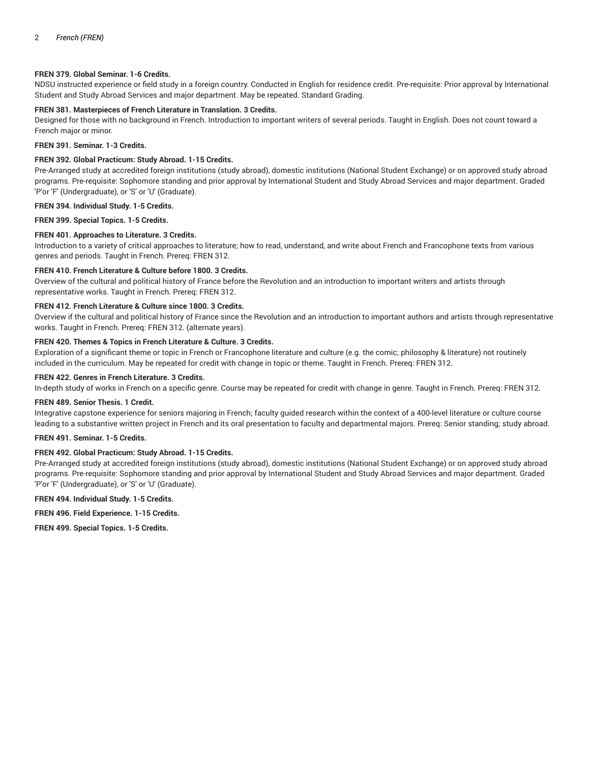**FREN 379. Global Seminar. 1-6 Credits.**

NDSU instructed experience or field study in a foreign country. Conducted in English for residence credit. Pre-requisite: Prior approval by International Student and Study Abroad Services and major department. May be repeated. Standard Grading.

**FREN 381. Masterpieces of French Literature in Translation. 3 Credits.**

Designed for those with no background in French. Introduction to important writers of several periods. Taught in English. Does not count toward a French major or minor.

**FREN 391. Seminar. 1-3 Credits.**

**FREN 392. Global Practicum: Study Abroad. 1-15 Credits.**

Pre-Arranged study at accredited foreign institutions (study abroad), domestic institutions (National Student Exchange) or on approved study abroad programs. Pre-requisite: Sophomore standing and prior approval by International Student and Study Abroad Services and major department. Graded 'P'or 'F' (Undergraduate), or 'S' or 'U' (Graduate).

**FREN 394. Individual Study. 1-5 Credits.**

**FREN 399. Special Topics. 1-5 Credits.**

**FREN 401. Approaches to Literature. 3 Credits.**

Introduction to a variety of critical approaches to literature; how to read, understand, and write about French and Francophone texts from various genres and periods. Taught in French. Prereq: FREN 312.

**FREN 410. French Literature & Culture before 1800. 3 Credits.**

Overview of the cultural and political history of France before the Revolution and an introduction to important writers and artists through representative works. Taught in French. Prereq: FREN 312.

**FREN 412. French Literature & Culture since 1800. 3 Credits.**

Overview if the cultural and political history of France since the Revolution and an introduction to important authors and artists through representative works. Taught in French. Prereq: FREN 312. (alternate years).

**FREN 420. Themes & Topics in French Literature & Culture. 3 Credits.**

Exploration of a significant theme or topic in French or Francophone literature and culture (e.g. the comic; philosophy & literature) not routinely included in the curriculum. May be repeated for credit with change in topic or theme. Taught in French. Prereq: FREN 312.

**FREN 422. Genres in French Literature. 3 Credits.**

In-depth study of works in French on a specific genre. Course may be repeated for credit with change in genre. Taught in French. Prereq: FREN 312.

**FREN 489. Senior Thesis. 1 Credit.**

Integrative capstone experience for seniors majoring in French; faculty guided research within the context of a 400-level literature or culture course leading to a substantive written project in French and its oral presentation to faculty and departmental majors. Prereq: Senior standing; study abroad.

**FREN 491. Seminar. 1-5 Credits.**

**FREN 492. Global Practicum: Study Abroad. 1-15 Credits.**

Pre-Arranged study at accredited foreign institutions (study abroad), domestic institutions (National Student Exchange) or on approved study abroad programs. Pre-requisite: Sophomore standing and prior approval by International Student and Study Abroad Services and major department. Graded 'P'or 'F' (Undergraduate), or 'S' or 'U' (Graduate).

**FREN 494. Individual Study. 1-5 Credits.**

**FREN 496. Field Experience. 1-15 Credits.**

**FREN 499. Special Topics. 1-5 Credits.**